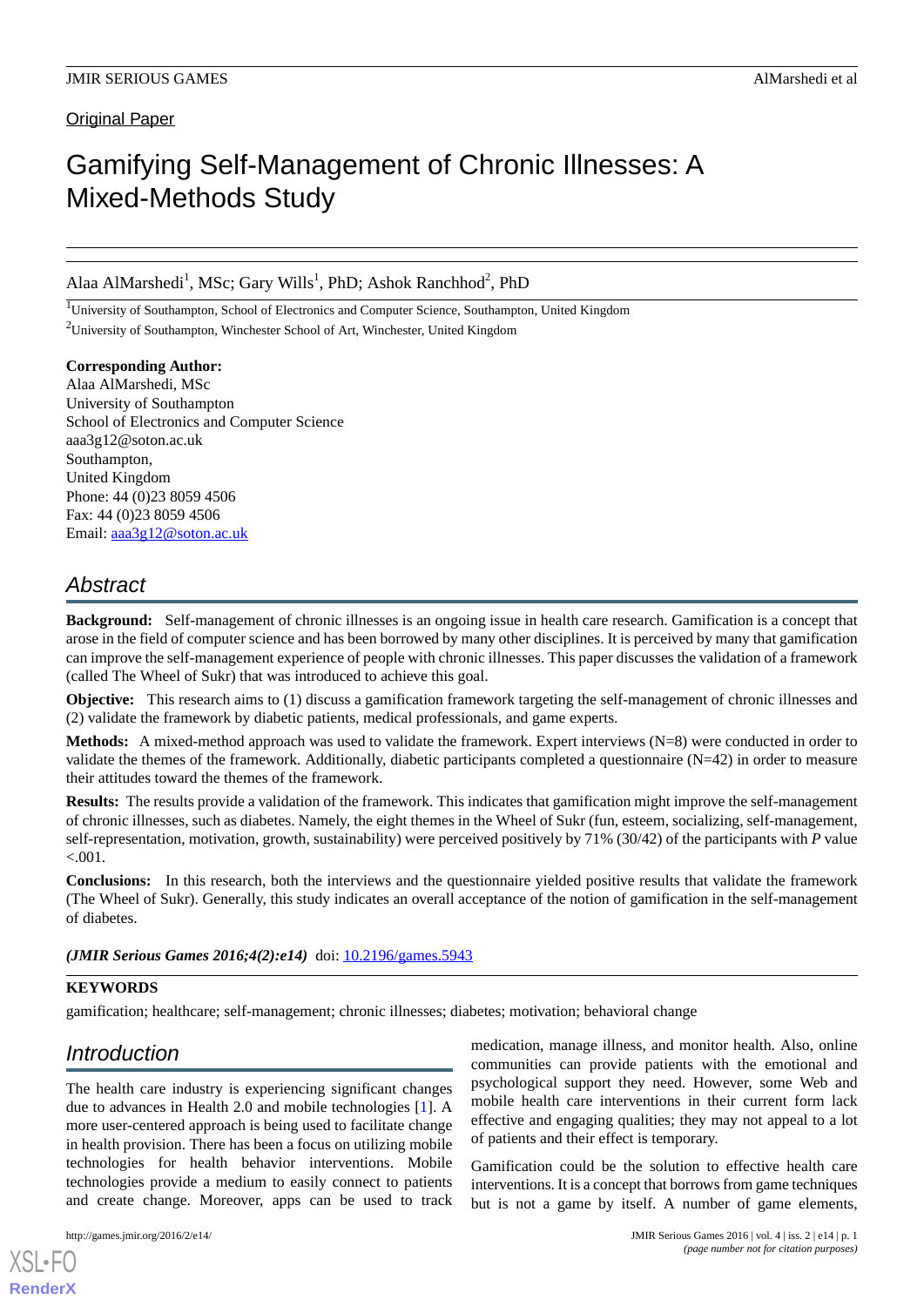Original Paper

# Gamifying Self-Management of Chronic Illnesses: A Mixed-Methods Study

Alaa AlMarshedi[1], MSc; Gary Wills[1], PhD; Ashok Ranchhod[2], PhD

[1]University of Southampton, School of Electronics and Computer Science, Southampton, United Kingdom

[2]University of Southampton, Winchester School of Art, Winchester, United Kingdom

**Corresponding Author:**
Alaa AlMarshedi, MSc
University of Southampton
School of Electronics and Computer Science
aaa3g12@soton.ac.uk
Southampton,
United Kingdom
Phone: 44 (0)23 8059 4506
Fax: 44 (0)23 8059 4506
Email: aaa3g12@soton.ac.uk

## Abstract

**Background:** Self-management of chronic illnesses is an ongoing issue in health care research. Gamification is a concept that arose in the field of computer science and has been borrowed by many other disciplines. It is perceived by many that gamification can improve the self-management experience of people with chronic illnesses. This paper discusses the validation of a framework (called The Wheel of Sukr) that was introduced to achieve this goal.

**Objective:** This research aims to (1) discuss a gamification framework targeting the self-management of chronic illnesses and (2) validate the framework by diabetic patients, medical professionals, and game experts.

**Methods:** A mixed-method approach was used to validate the framework. Expert interviews (N=8) were conducted in order to validate the themes of the framework. Additionally, diabetic participants completed a questionnaire (N=42) in order to measure their attitudes toward the themes of the framework.

**Results:** The results provide a validation of the framework. This indicates that gamification might improve the self-management of chronic illnesses, such as diabetes. Namely, the eight themes in the Wheel of Sukr (fun, esteem, socializing, self-management, self-representation, motivation, growth, sustainability) were perceived positively by 71% (30/42) of the participants with *P* value <.001.

**Conclusions:** In this research, both the interviews and the questionnaire yielded positive results that validate the framework (The Wheel of Sukr). Generally, this study indicates an overall acceptance of the notion of gamification in the self-management of diabetes.

***(JMIR Serious Games 2016;4(2):e14)*** doi: 10.2196/games.5943

**KEYWORDS**

gamification; healthcare; self-management; chronic illnesses; diabetes; motivation; behavioral change

## Introduction

The health care industry is experiencing significant changes due to advances in Health 2.0 and mobile technologies [1]. A more user-centered approach is being used to facilitate change in health provision. There has been a focus on utilizing mobile technologies for health behavior interventions. Mobile technologies provide a medium to easily connect to patients and create change. Moreover, apps can be used to track medication, manage illness, and monitor health. Also, online communities can provide patients with the emotional and psychological support they need. However, some Web and mobile health care interventions in their current form lack effective and engaging qualities; they may not appeal to a lot of patients and their effect is temporary.

Gamification could be the solution to effective health care interventions. It is a concept that borrows from game techniques but is not a game by itself. A number of game elements,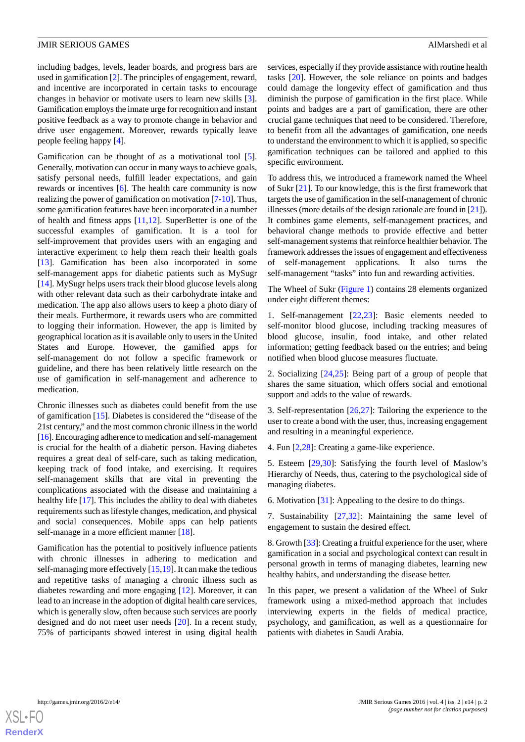including badges, levels, leader boards, and progress bars are used in gamification [2]. The principles of engagement, reward, and incentive are incorporated in certain tasks to encourage changes in behavior or motivate users to learn new skills [3]. Gamification employs the innate urge for recognition and instant positive feedback as a way to promote change in behavior and drive user engagement. Moreover, rewards typically leave people feeling happy [4].

Gamification can be thought of as a motivational tool [5]. Generally, motivation can occur in many ways to achieve goals, satisfy personal needs, fulfill leader expectations, and gain rewards or incentives [6]. The health care community is now realizing the power of gamification on motivation [7-10]. Thus, some gamification features have been incorporated in a number of health and fitness apps [11,12]. SuperBetter is one of the successful examples of gamification. It is a tool for self-improvement that provides users with an engaging and interactive experiment to help them reach their health goals [13]. Gamification has been also incorporated in some self-management apps for diabetic patients such as MySugr [14]. MySugr helps users track their blood glucose levels along with other relevant data such as their carbohydrate intake and medication. The app also allows users to keep a photo diary of their meals. Furthermore, it rewards users who are committed to logging their information. However, the app is limited by geographical location as it is available only to users in the United States and Europe. However, the gamified apps for self-management do not follow a specific framework or guideline, and there has been relatively little research on the use of gamification in self-management and adherence to medication.

Chronic illnesses such as diabetes could benefit from the use of gamification [15]. Diabetes is considered the "disease of the 21st century," and the most common chronic illness in the world [16]. Encouraging adherence to medication and self-management is crucial for the health of a diabetic person. Having diabetes requires a great deal of self-care, such as taking medication, keeping track of food intake, and exercising. It requires self-management skills that are vital in preventing the complications associated with the disease and maintaining a healthy life [17]. This includes the ability to deal with diabetes requirements such as lifestyle changes, medication, and physical and social consequences. Mobile apps can help patients self-manage in a more efficient manner [18].

Gamification has the potential to positively influence patients with chronic illnesses in adhering to medication and self-managing more effectively [15,19]. It can make the tedious and repetitive tasks of managing a chronic illness such as diabetes rewarding and more engaging [12]. Moreover, it can lead to an increase in the adoption of digital health care services, which is generally slow, often because such services are poorly designed and do not meet user needs [20]. In a recent study, 75% of participants showed interest in using digital health services, especially if they provide assistance with routine health tasks [20]. However, the sole reliance on points and badges could damage the longevity effect of gamification and thus diminish the purpose of gamification in the first place. While points and badges are a part of gamification, there are other crucial game techniques that need to be considered. Therefore, to benefit from all the advantages of gamification, one needs to understand the environment to which it is applied, so specific gamification techniques can be tailored and applied to this specific environment.

To address this, we introduced a framework named the Wheel of Sukr [21]. To our knowledge, this is the first framework that targets the use of gamification in the self-management of chronic illnesses (more details of the design rationale are found in [21]). It combines game elements, self-management practices, and behavioral change methods to provide effective and better self-management systems that reinforce healthier behavior. The framework addresses the issues of engagement and effectiveness of self-management applications. It also turns the self-management "tasks" into fun and rewarding activities.

The Wheel of Sukr (Figure 1) contains 28 elements organized under eight different themes:

1. Self-management [22,23]: Basic elements needed to self-monitor blood glucose, including tracking measures of blood glucose, insulin, food intake, and other related information; getting feedback based on the entries; and being notified when blood glucose measures fluctuate.

2. Socializing [24,25]: Being part of a group of people that shares the same situation, which offers social and emotional support and adds to the value of rewards.

3. Self-representation [26,27]: Tailoring the experience to the user to create a bond with the user, thus, increasing engagement and resulting in a meaningful experience.

4. Fun [2,28]: Creating a game-like experience.

5. Esteem [29,30]: Satisfying the fourth level of Maslow's Hierarchy of Needs, thus, catering to the psychological side of managing diabetes.

6. Motivation [31]: Appealing to the desire to do things.

7. Sustainability [27,32]: Maintaining the same level of engagement to sustain the desired effect.

8. Growth [33]: Creating a fruitful experience for the user, where gamification in a social and psychological context can result in personal growth in terms of managing diabetes, learning new healthy habits, and understanding the disease better.

In this paper, we present a validation of the Wheel of Sukr framework using a mixed-method approach that includes interviewing experts in the fields of medical practice, psychology, and gamification, as well as a questionnaire for patients with diabetes in Saudi Arabia.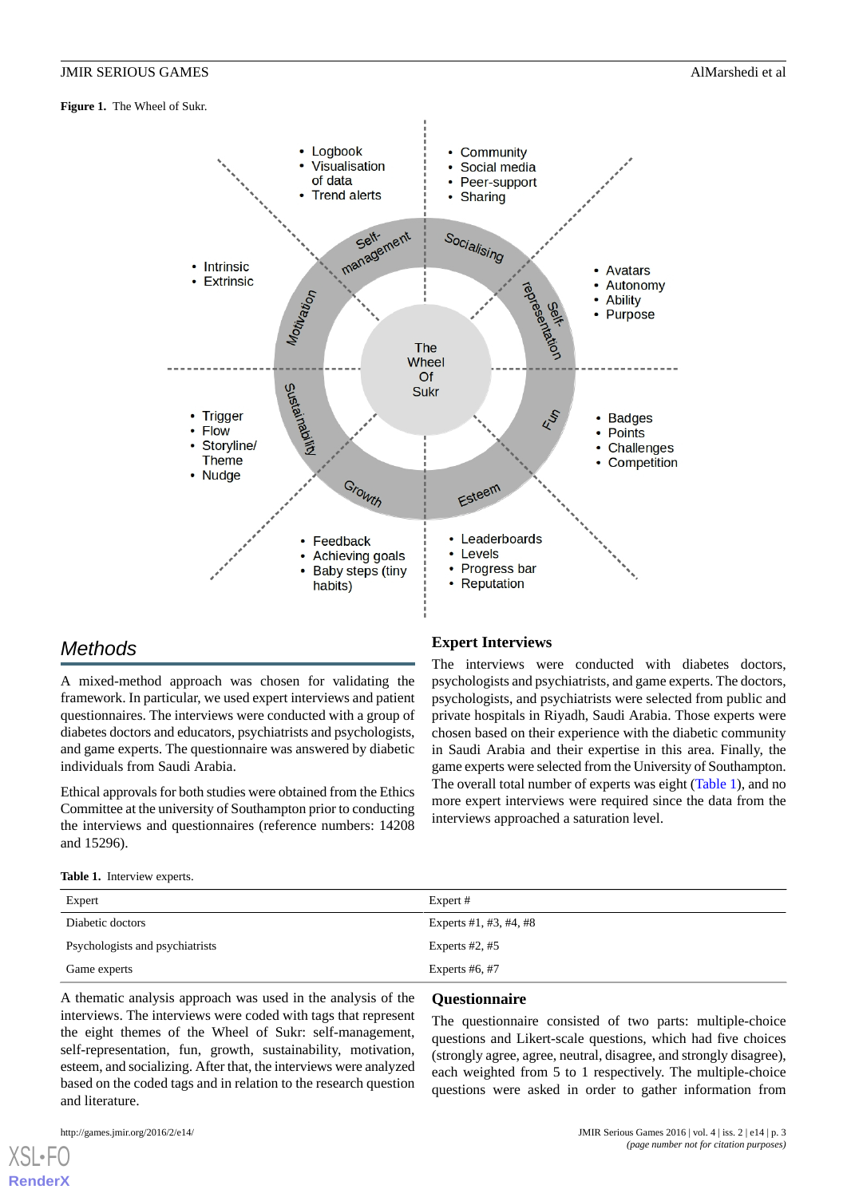**Figure 1.** The Wheel of Sukr.

- Logbook
- Visualisation of data
- Trend alerts

- Community
- Social media
- Peer-support
- Sharing

- Intrinsic
- Extrinsic

- Avatars
- Autonomy
- Ability
- Purpose

Self-management

Socialising

Motivation

Self-representation

The Wheel Of Sukr

Sustainability

Fun

Growth

Esteem

- Trigger
- Flow
- Storyline/ Theme
- Nudge

- Badges
- Points
- Challenges
- Competition

- Feedback
- Achieving goals
- Baby steps (tiny habits)

- Leaderboards
- Levels
- Progress bar
- Reputation

## Methods

A mixed-method approach was chosen for validating the framework. In particular, we used expert interviews and patient questionnaires. The interviews were conducted with a group of diabetes doctors and educators, psychiatrists and psychologists, and game experts. The questionnaire was answered by diabetic individuals from Saudi Arabia.

Ethical approvals for both studies were obtained from the Ethics Committee at the university of Southampton prior to conducting the interviews and questionnaires (reference numbers: 14208 and 15296).

### Expert Interviews

The interviews were conducted with diabetes doctors, psychologists and psychiatrists, and game experts. The doctors, psychologists, and psychiatrists were selected from public and private hospitals in Riyadh, Saudi Arabia. Those experts were chosen based on their experience with the diabetic community in Saudi Arabia and their expertise in this area. Finally, the game experts were selected from the University of Southampton. The overall total number of experts was eight (Table 1), and no more expert interviews were required since the data from the interviews approached a saturation level.

**Table 1.** Interview experts.

| Expert | Expert # |
|---|---|
| Diabetic doctors | Experts #1, #3, #4, #8 |
| Psychologists and psychiatrists | Experts #2, #5 |
| Game experts | Experts #6, #7 |

A thematic analysis approach was used in the analysis of the interviews. The interviews were coded with tags that represent the eight themes of the Wheel of Sukr: self-management, self-representation, fun, growth, sustainability, motivation, esteem, and socializing. After that, the interviews were analyzed based on the coded tags and in relation to the research question and literature.

### Questionnaire

The questionnaire consisted of two parts: multiple-choice questions and Likert-scale questions, which had five choices (strongly agree, agree, neutral, disagree, and strongly disagree), each weighted from 5 to 1 respectively. The multiple-choice questions were asked in order to gather information from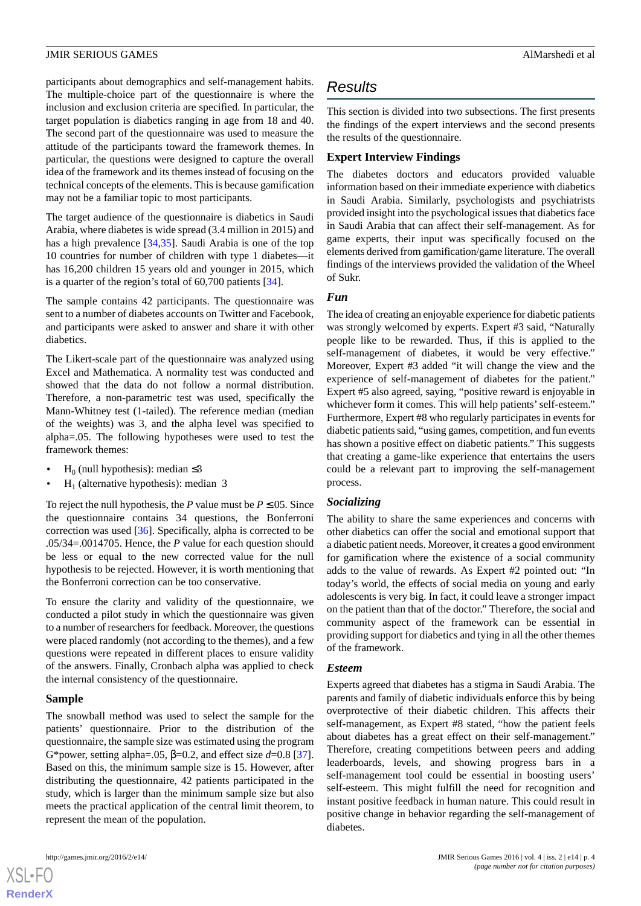participants about demographics and self-management habits. The multiple-choice part of the questionnaire is where the inclusion and exclusion criteria are specified. In particular, the target population is diabetics ranging in age from 18 and 40. The second part of the questionnaire was used to measure the attitude of the participants toward the framework themes. In particular, the questions were designed to capture the overall idea of the framework and its themes instead of focusing on the technical concepts of the elements. This is because gamification may not be a familiar topic to most participants.

The target audience of the questionnaire is diabetics in Saudi Arabia, where diabetes is wide spread (3.4 million in 2015) and has a high prevalence [34,35]. Saudi Arabia is one of the top 10 countries for number of children with type 1 diabetes—it has 16,200 children 15 years old and younger in 2015, which is a quarter of the region's total of 60,700 patients [34].

The sample contains 42 participants. The questionnaire was sent to a number of diabetes accounts on Twitter and Facebook, and participants were asked to answer and share it with other diabetics.

The Likert-scale part of the questionnaire was analyzed using Excel and Mathematica. A normality test was conducted and showed that the data do not follow a normal distribution. Therefore, a non-parametric test was used, specifically the Mann-Whitney test (1-tailed). The reference median (median of the weights) was 3, and the alpha level was specified to alpha=.05. The following hypotheses were used to test the framework themes:

- $H_0$ (null hypothesis): median ≤3
- $H_1$ (alternative hypothesis): median 3

To reject the null hypothesis, the *P* value must be $P \leq .05$. Since the questionnaire contains 34 questions, the Bonferroni correction was used [36]. Specifically, alpha is corrected to be .05/34=.0014705. Hence, the *P* value for each question should be less or equal to the new corrected value for the null hypothesis to be rejected. However, it is worth mentioning that the Bonferroni correction can be too conservative.

To ensure the clarity and validity of the questionnaire, we conducted a pilot study in which the questionnaire was given to a number of researchers for feedback. Moreover, the questions were placed randomly (not according to the themes), and a few questions were repeated in different places to ensure validity of the answers. Finally, Cronbach alpha was applied to check the internal consistency of the questionnaire.

### Sample

The snowball method was used to select the sample for the patients' questionnaire. Prior to the distribution of the questionnaire, the sample size was estimated using the program G*power, setting alpha=.05, $\beta$=0.2, and effect size *d*=0.8 [37]. Based on this, the minimum sample size is 15. However, after distributing the questionnaire, 42 patients participated in the study, which is larger than the minimum sample size but also meets the practical application of the central limit theorem, to represent the mean of the population.

## Results

This section is divided into two subsections. The first presents the findings of the expert interviews and the second presents the results of the questionnaire.

### Expert Interview Findings

The diabetes doctors and educators provided valuable information based on their immediate experience with diabetics in Saudi Arabia. Similarly, psychologists and psychiatrists provided insight into the psychological issues that diabetics face in Saudi Arabia that can affect their self-management. As for game experts, their input was specifically focused on the elements derived from gamification/game literature. The overall findings of the interviews provided the validation of the Wheel of Sukr.

#### *Fun*

The idea of creating an enjoyable experience for diabetic patients was strongly welcomed by experts. Expert #3 said, "Naturally people like to be rewarded. Thus, if this is applied to the self-management of diabetes, it would be very effective." Moreover, Expert #3 added "it will change the view and the experience of self-management of diabetes for the patient." Expert #5 also agreed, saying, "positive reward is enjoyable in whichever form it comes. This will help patients' self-esteem." Furthermore, Expert #8 who regularly participates in events for diabetic patients said, "using games, competition, and fun events has shown a positive effect on diabetic patients." This suggests that creating a game-like experience that entertains the users could be a relevant part to improving the self-management process.

#### *Socializing*

The ability to share the same experiences and concerns with other diabetics can offer the social and emotional support that a diabetic patient needs. Moreover, it creates a good environment for gamification where the existence of a social community adds to the value of rewards. As Expert #2 pointed out: "In today's world, the effects of social media on young and early adolescents is very big. In fact, it could leave a stronger impact on the patient than that of the doctor." Therefore, the social and community aspect of the framework can be essential in providing support for diabetics and tying in all the other themes of the framework.

#### *Esteem*

Experts agreed that diabetes has a stigma in Saudi Arabia. The parents and family of diabetic individuals enforce this by being overprotective of their diabetic children. This affects their self-management, as Expert #8 stated, "how the patient feels about diabetes has a great effect on their self-management." Therefore, creating competitions between peers and adding leaderboards, levels, and showing progress bars in a self-management tool could be essential in boosting users' self-esteem. This might fulfill the need for recognition and instant positive feedback in human nature. This could result in positive change in behavior regarding the self-management of diabetes.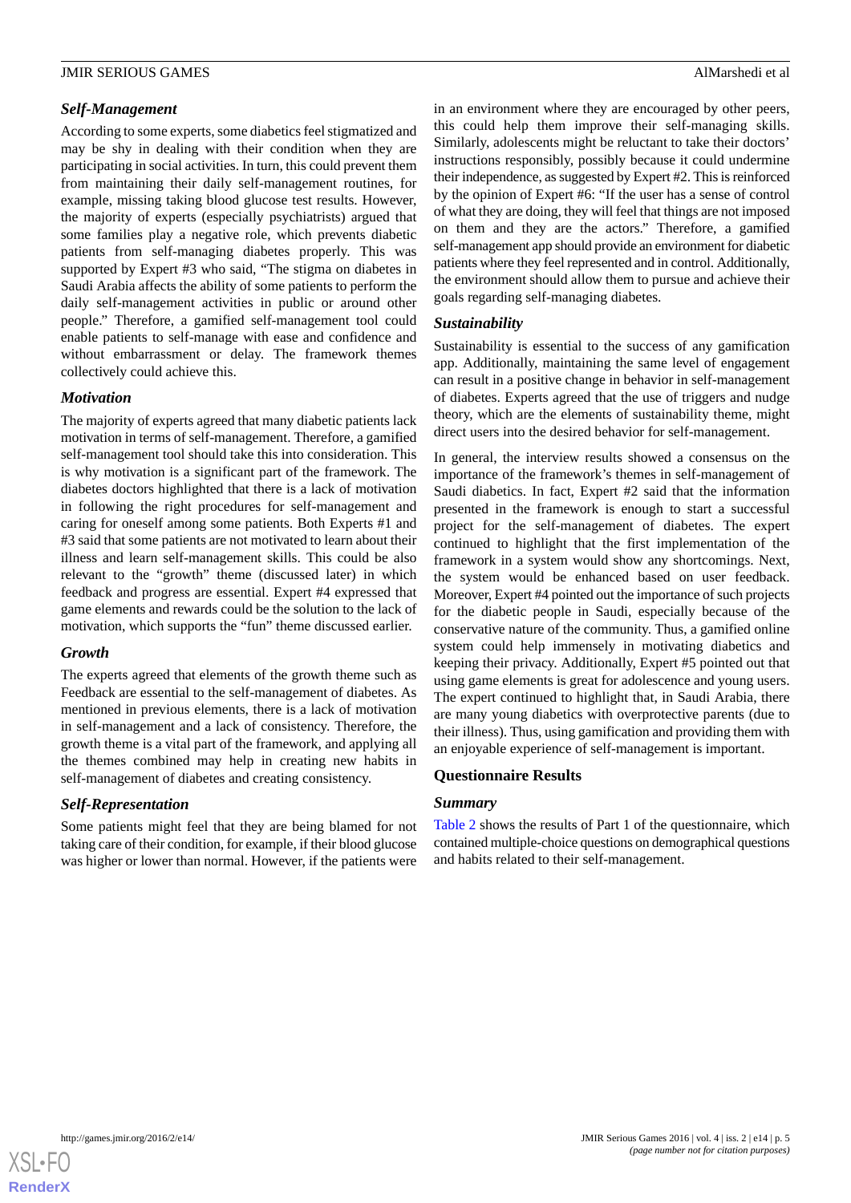### *Self-Management*

According to some experts, some diabetics feel stigmatized and may be shy in dealing with their condition when they are participating in social activities. In turn, this could prevent them from maintaining their daily self-management routines, for example, missing taking blood glucose test results. However, the majority of experts (especially psychiatrists) argued that some families play a negative role, which prevents diabetic patients from self-managing diabetes properly. This was supported by Expert #3 who said, "The stigma on diabetes in Saudi Arabia affects the ability of some patients to perform the daily self-management activities in public or around other people." Therefore, a gamified self-management tool could enable patients to self-manage with ease and confidence and without embarrassment or delay. The framework themes collectively could achieve this.

### *Motivation*

The majority of experts agreed that many diabetic patients lack motivation in terms of self-management. Therefore, a gamified self-management tool should take this into consideration. This is why motivation is a significant part of the framework. The diabetes doctors highlighted that there is a lack of motivation in following the right procedures for self-management and caring for oneself among some patients. Both Experts #1 and #3 said that some patients are not motivated to learn about their illness and learn self-management skills. This could be also relevant to the "growth" theme (discussed later) in which feedback and progress are essential. Expert #4 expressed that game elements and rewards could be the solution to the lack of motivation, which supports the "fun" theme discussed earlier.

### *Growth*

The experts agreed that elements of the growth theme such as Feedback are essential to the self-management of diabetes. As mentioned in previous elements, there is a lack of motivation in self-management and a lack of consistency. Therefore, the growth theme is a vital part of the framework, and applying all the themes combined may help in creating new habits in self-management of diabetes and creating consistency.

### *Self-Representation*

Some patients might feel that they are being blamed for not taking care of their condition, for example, if their blood glucose was higher or lower than normal. However, if the patients were in an environment where they are encouraged by other peers, this could help them improve their self-managing skills. Similarly, adolescents might be reluctant to take their doctors' instructions responsibly, possibly because it could undermine their independence, as suggested by Expert #2. This is reinforced by the opinion of Expert #6: "If the user has a sense of control of what they are doing, they will feel that things are not imposed on them and they are the actors." Therefore, a gamified self-management app should provide an environment for diabetic patients where they feel represented and in control. Additionally, the environment should allow them to pursue and achieve their goals regarding self-managing diabetes.

### *Sustainability*

Sustainability is essential to the success of any gamification app. Additionally, maintaining the same level of engagement can result in a positive change in behavior in self-management of diabetes. Experts agreed that the use of triggers and nudge theory, which are the elements of sustainability theme, might direct users into the desired behavior for self-management.

In general, the interview results showed a consensus on the importance of the framework's themes in self-management of Saudi diabetics. In fact, Expert #2 said that the information presented in the framework is enough to start a successful project for the self-management of diabetes. The expert continued to highlight that the first implementation of the framework in a system would show any shortcomings. Next, the system would be enhanced based on user feedback. Moreover, Expert #4 pointed out the importance of such projects for the diabetic people in Saudi, especially because of the conservative nature of the community. Thus, a gamified online system could help immensely in motivating diabetics and keeping their privacy. Additionally, Expert #5 pointed out that using game elements is great for adolescence and young users. The expert continued to highlight that, in Saudi Arabia, there are many young diabetics with overprotective parents (due to their illness). Thus, using gamification and providing them with an enjoyable experience of self-management is important.

## Questionnaire Results

### *Summary*

Table 2 shows the results of Part 1 of the questionnaire, which contained multiple-choice questions on demographical questions and habits related to their self-management.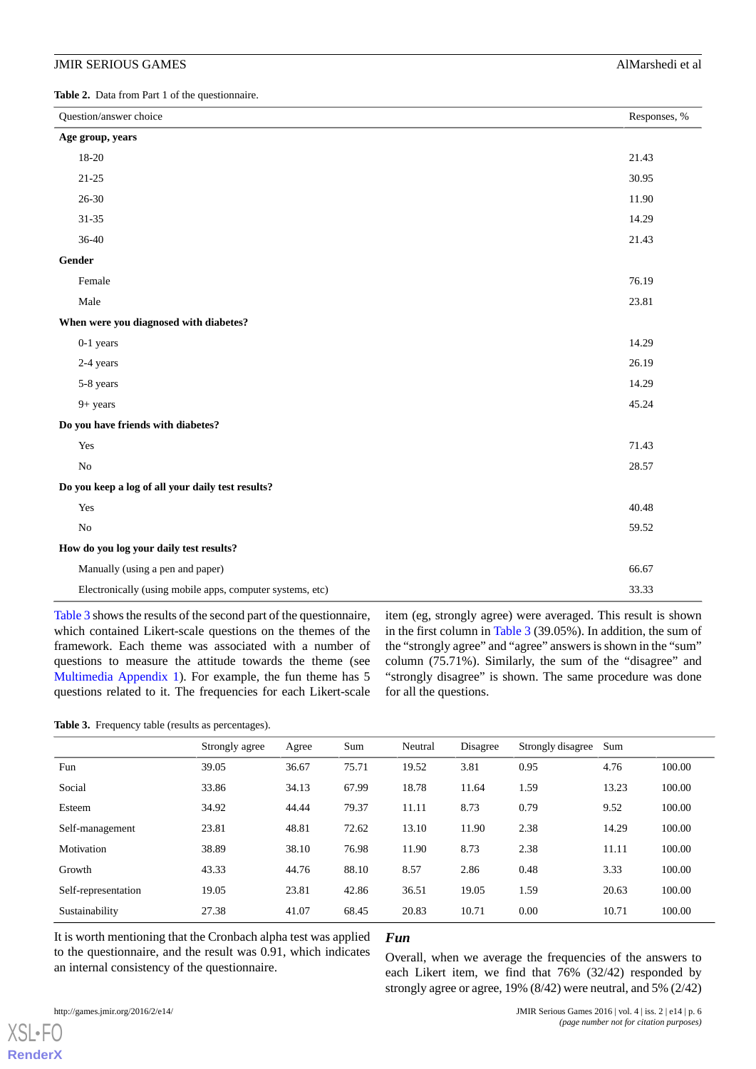**Table 2.** Data from Part 1 of the questionnaire.

| Question/answer choice | Responses, % |
|---|---|
| **Age group, years** | |
| 18-20 | 21.43 |
| 21-25 | 30.95 |
| 26-30 | 11.90 |
| 31-35 | 14.29 |
| 36-40 | 21.43 |
| **Gender** | |
| Female | 76.19 |
| Male | 23.81 |
| **When were you diagnosed with diabetes?** | |
| 0-1 years | 14.29 |
| 2-4 years | 26.19 |
| 5-8 years | 14.29 |
| 9+ years | 45.24 |
| **Do you have friends with diabetes?** | |
| Yes | 71.43 |
| No | 28.57 |
| **Do you keep a log of all your daily test results?** | |
| Yes | 40.48 |
| No | 59.52 |
| **How do you log your daily test results?** | |
| Manually (using a pen and paper) | 66.67 |
| Electronically (using mobile apps, computer systems, etc) | 33.33 |

Table 3 shows the results of the second part of the questionnaire, which contained Likert-scale questions on the themes of the framework. Each theme was associated with a number of questions to measure the attitude towards the theme (see Multimedia Appendix 1). For example, the fun theme has 5 questions related to it. The frequencies for each Likert-scale item (eg, strongly agree) were averaged. This result is shown in the first column in Table 3 (39.05%). In addition, the sum of the "strongly agree" and "agree" answers is shown in the "sum" column (75.71%). Similarly, the sum of the "disagree" and "strongly disagree" is shown. The same procedure was done for all the questions.

**Table 3.** Frequency table (results as percentages).

| | Strongly agree | Agree | Sum | Neutral | Disagree | Strongly disagree | Sum | |
|---|---|---|---|---|---|---|---|---|
| Fun | 39.05 | 36.67 | 75.71 | 19.52 | 3.81 | 0.95 | 4.76 | 100.00 |
| Social | 33.86 | 34.13 | 67.99 | 18.78 | 11.64 | 1.59 | 13.23 | 100.00 |
| Esteem | 34.92 | 44.44 | 79.37 | 11.11 | 8.73 | 0.79 | 9.52 | 100.00 |
| Self-management | 23.81 | 48.81 | 72.62 | 13.10 | 11.90 | 2.38 | 14.29 | 100.00 |
| Motivation | 38.89 | 38.10 | 76.98 | 11.90 | 8.73 | 2.38 | 11.11 | 100.00 |
| Growth | 43.33 | 44.76 | 88.10 | 8.57 | 2.86 | 0.48 | 3.33 | 100.00 |
| Self-representation | 19.05 | 23.81 | 42.86 | 36.51 | 19.05 | 1.59 | 20.63 | 100.00 |
| Sustainability | 27.38 | 41.07 | 68.45 | 20.83 | 10.71 | 0.00 | 10.71 | 100.00 |

It is worth mentioning that the Cronbach alpha test was applied to the questionnaire, and the result was 0.91, which indicates an internal consistency of the questionnaire.

### *Fun*

Overall, when we average the frequencies of the answers to each Likert item, we find that 76% (32/42) responded by strongly agree or agree, 19% (8/42) were neutral, and 5% (2/42)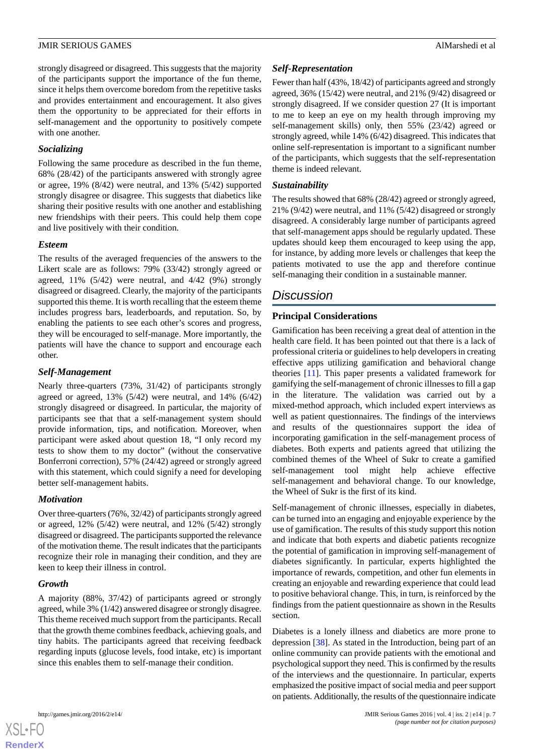strongly disagreed or disagreed. This suggests that the majority of the participants support the importance of the fun theme, since it helps them overcome boredom from the repetitive tasks and provides entertainment and encouragement. It also gives them the opportunity to be appreciated for their efforts in self-management and the opportunity to positively compete with one another.

### *Socializing*

Following the same procedure as described in the fun theme, 68% (28/42) of the participants answered with strongly agree or agree, 19% (8/42) were neutral, and 13% (5/42) supported strongly disagree or disagree. This suggests that diabetics like sharing their positive results with one another and establishing new friendships with their peers. This could help them cope and live positively with their condition.

### *Esteem*

The results of the averaged frequencies of the answers to the Likert scale are as follows: 79% (33/42) strongly agreed or agreed, 11% (5/42) were neutral, and 4/42 (9%) strongly disagreed or disagreed. Clearly, the majority of the participants supported this theme. It is worth recalling that the esteem theme includes progress bars, leaderboards, and reputation. So, by enabling the patients to see each other's scores and progress, they will be encouraged to self-manage. More importantly, the patients will have the chance to support and encourage each other.

### *Self-Management*

Nearly three-quarters (73%, 31/42) of participants strongly agreed or agreed, 13% (5/42) were neutral, and 14% (6/42) strongly disagreed or disagreed. In particular, the majority of participants see that that a self-management system should provide information, tips, and notification. Moreover, when participant were asked about question 18, "I only record my tests to show them to my doctor" (without the conservative Bonferroni correction), 57% (24/42) agreed or strongly agreed with this statement, which could signify a need for developing better self-management habits.

### *Motivation*

Over three-quarters (76%, 32/42) of participants strongly agreed or agreed, 12% (5/42) were neutral, and 12% (5/42) strongly disagreed or disagreed. The participants supported the relevance of the motivation theme. The result indicates that the participants recognize their role in managing their condition, and they are keen to keep their illness in control.

### *Growth*

A majority (88%, 37/42) of participants agreed or strongly agreed, while 3% (1/42) answered disagree or strongly disagree. This theme received much support from the participants. Recall that the growth theme combines feedback, achieving goals, and tiny habits. The participants agreed that receiving feedback regarding inputs (glucose levels, food intake, etc) is important since this enables them to self-manage their condition.

### *Self-Representation*

Fewer than half (43%, 18/42) of participants agreed and strongly agreed, 36% (15/42) were neutral, and 21% (9/42) disagreed or strongly disagreed. If we consider question 27 (It is important to me to keep an eye on my health through improving my self-management skills) only, then 55% (23/42) agreed or strongly agreed, while 14% (6/42) disagreed. This indicates that online self-representation is important to a significant number of the participants, which suggests that the self-representation theme is indeed relevant.

### *Sustainability*

The results showed that 68% (28/42) agreed or strongly agreed, 21% (9/42) were neutral, and 11% (5/42) disagreed or strongly disagreed. A considerably large number of participants agreed that self-management apps should be regularly updated. These updates should keep them encouraged to keep using the app, for instance, by adding more levels or challenges that keep the patients motivated to use the app and therefore continue self-managing their condition in a sustainable manner.

## Discussion

### Principal Considerations

Gamification has been receiving a great deal of attention in the health care field. It has been pointed out that there is a lack of professional criteria or guidelines to help developers in creating effective apps utilizing gamification and behavioral change theories [11]. This paper presents a validated framework for gamifying the self-management of chronic illnesses to fill a gap in the literature. The validation was carried out by a mixed-method approach, which included expert interviews as well as patient questionnaires. The findings of the interviews and results of the questionnaires support the idea of incorporating gamification in the self-management process of diabetes. Both experts and patients agreed that utilizing the combined themes of the Wheel of Sukr to create a gamified self-management tool might help achieve effective self-management and behavioral change. To our knowledge, the Wheel of Sukr is the first of its kind.

Self-management of chronic illnesses, especially in diabetes, can be turned into an engaging and enjoyable experience by the use of gamification. The results of this study support this notion and indicate that both experts and diabetic patients recognize the potential of gamification in improving self-management of diabetes significantly. In particular, experts highlighted the importance of rewards, competition, and other fun elements in creating an enjoyable and rewarding experience that could lead to positive behavioral change. This, in turn, is reinforced by the findings from the patient questionnaire as shown in the Results section.

Diabetes is a lonely illness and diabetics are more prone to depression [38]. As stated in the Introduction, being part of an online community can provide patients with the emotional and psychological support they need. This is confirmed by the results of the interviews and the questionnaire. In particular, experts emphasized the positive impact of social media and peer support on patients. Additionally, the results of the questionnaire indicate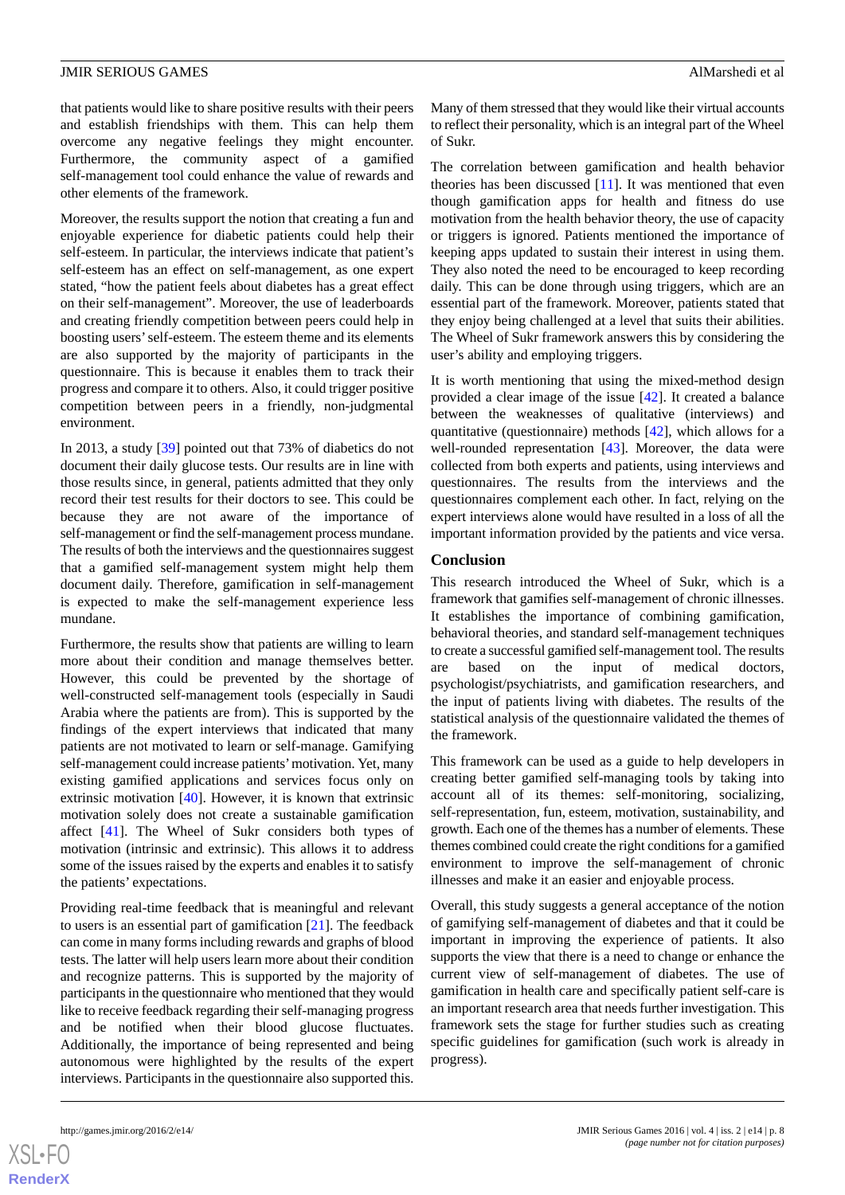that patients would like to share positive results with their peers and establish friendships with them. This can help them overcome any negative feelings they might encounter. Furthermore, the community aspect of a gamified self-management tool could enhance the value of rewards and other elements of the framework.

Moreover, the results support the notion that creating a fun and enjoyable experience for diabetic patients could help their self-esteem. In particular, the interviews indicate that patient's self-esteem has an effect on self-management, as one expert stated, "how the patient feels about diabetes has a great effect on their self-management". Moreover, the use of leaderboards and creating friendly competition between peers could help in boosting users' self-esteem. The esteem theme and its elements are also supported by the majority of participants in the questionnaire. This is because it enables them to track their progress and compare it to others. Also, it could trigger positive competition between peers in a friendly, non-judgmental environment.

In 2013, a study [39] pointed out that 73% of diabetics do not document their daily glucose tests. Our results are in line with those results since, in general, patients admitted that they only record their test results for their doctors to see. This could be because they are not aware of the importance of self-management or find the self-management process mundane. The results of both the interviews and the questionnaires suggest that a gamified self-management system might help them document daily. Therefore, gamification in self-management is expected to make the self-management experience less mundane.

Furthermore, the results show that patients are willing to learn more about their condition and manage themselves better. However, this could be prevented by the shortage of well-constructed self-management tools (especially in Saudi Arabia where the patients are from). This is supported by the findings of the expert interviews that indicated that many patients are not motivated to learn or self-manage. Gamifying self-management could increase patients' motivation. Yet, many existing gamified applications and services focus only on extrinsic motivation [40]. However, it is known that extrinsic motivation solely does not create a sustainable gamification affect [41]. The Wheel of Sukr considers both types of motivation (intrinsic and extrinsic). This allows it to address some of the issues raised by the experts and enables it to satisfy the patients' expectations.

Providing real-time feedback that is meaningful and relevant to users is an essential part of gamification [21]. The feedback can come in many forms including rewards and graphs of blood tests. The latter will help users learn more about their condition and recognize patterns. This is supported by the majority of participants in the questionnaire who mentioned that they would like to receive feedback regarding their self-managing progress and be notified when their blood glucose fluctuates. Additionally, the importance of being represented and being autonomous were highlighted by the results of the expert interviews. Participants in the questionnaire also supported this. Many of them stressed that they would like their virtual accounts to reflect their personality, which is an integral part of the Wheel of Sukr.

The correlation between gamification and health behavior theories has been discussed [11]. It was mentioned that even though gamification apps for health and fitness do use motivation from the health behavior theory, the use of capacity or triggers is ignored. Patients mentioned the importance of keeping apps updated to sustain their interest in using them. They also noted the need to be encouraged to keep recording daily. This can be done through using triggers, which are an essential part of the framework. Moreover, patients stated that they enjoy being challenged at a level that suits their abilities. The Wheel of Sukr framework answers this by considering the user's ability and employing triggers.

It is worth mentioning that using the mixed-method design provided a clear image of the issue [42]. It created a balance between the weaknesses of qualitative (interviews) and quantitative (questionnaire) methods [42], which allows for a well-rounded representation [43]. Moreover, the data were collected from both experts and patients, using interviews and questionnaires. The results from the interviews and the questionnaires complement each other. In fact, relying on the expert interviews alone would have resulted in a loss of all the important information provided by the patients and vice versa.

## Conclusion

This research introduced the Wheel of Sukr, which is a framework that gamifies self-management of chronic illnesses. It establishes the importance of combining gamification, behavioral theories, and standard self-management techniques to create a successful gamified self-management tool. The results are based on the input of medical doctors, psychologist/psychiatrists, and gamification researchers, and the input of patients living with diabetes. The results of the statistical analysis of the questionnaire validated the themes of the framework.

This framework can be used as a guide to help developers in creating better gamified self-managing tools by taking into account all of its themes: self-monitoring, socializing, self-representation, fun, esteem, motivation, sustainability, and growth. Each one of the themes has a number of elements. These themes combined could create the right conditions for a gamified environment to improve the self-management of chronic illnesses and make it an easier and enjoyable process.

Overall, this study suggests a general acceptance of the notion of gamifying self-management of diabetes and that it could be important in improving the experience of patients. It also supports the view that there is a need to change or enhance the current view of self-management of diabetes. The use of gamification in health care and specifically patient self-care is an important research area that needs further investigation. This framework sets the stage for further studies such as creating specific guidelines for gamification (such work is already in progress).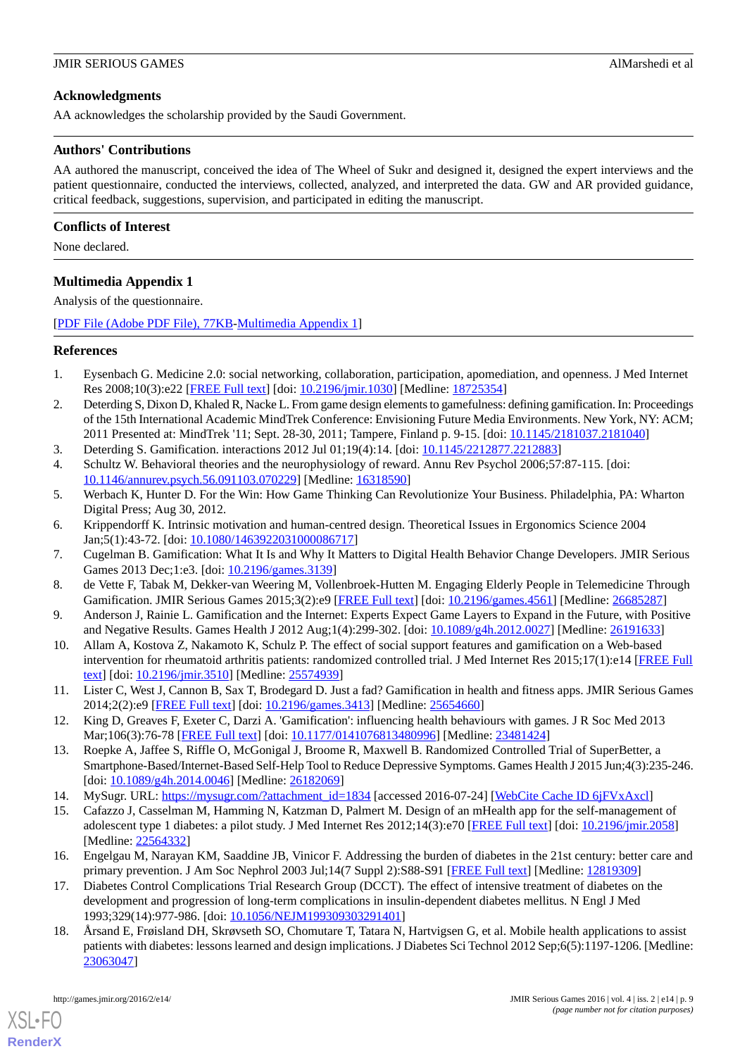## Acknowledgments

AA acknowledges the scholarship provided by the Saudi Government.

## Authors' Contributions

AA authored the manuscript, conceived the idea of The Wheel of Sukr and designed it, designed the expert interviews and the patient questionnaire, conducted the interviews, collected, analyzed, and interpreted the data. GW and AR provided guidance, critical feedback, suggestions, supervision, and participated in editing the manuscript.

## Conflicts of Interest

None declared.

## Multimedia Appendix 1

Analysis of the questionnaire.

[PDF File (Adobe PDF File), 77KB-Multimedia Appendix 1]

## References

1. Eysenbach G. Medicine 2.0: social networking, collaboration, participation, apomediation, and openness. J Med Internet Res 2008;10(3):e22 [FREE Full text] [doi: 10.2196/jmir.1030] [Medline: 18725354]
2. Deterding S, Dixon D, Khaled R, Nacke L. From game design elements to gamefulness: defining gamification. In: Proceedings of the 15th International Academic MindTrek Conference: Envisioning Future Media Environments. New York, NY: ACM; 2011 Presented at: MindTrek '11; Sept. 28-30, 2011; Tampere, Finland p. 9-15. [doi: 10.1145/2181037.2181040]
3. Deterding S. Gamification. interactions 2012 Jul 01;19(4):14. [doi: 10.1145/2212877.2212883]
4. Schultz W. Behavioral theories and the neurophysiology of reward. Annu Rev Psychol 2006;57:87-115. [doi: 10.1146/annurev.psych.56.091103.070229] [Medline: 16318590]
5. Werbach K, Hunter D. For the Win: How Game Thinking Can Revolutionize Your Business. Philadelphia, PA: Wharton Digital Press; Aug 30, 2012.
6. Krippendorff K. Intrinsic motivation and human-centred design. Theoretical Issues in Ergonomics Science 2004 Jan;5(1):43-72. [doi: 10.1080/1463922031000086717]
7. Cugelman B. Gamification: What It Is and Why It Matters to Digital Health Behavior Change Developers. JMIR Serious Games 2013 Dec;1:e3. [doi: 10.2196/games.3139]
8. de Vette F, Tabak M, Dekker-van Weering M, Vollenbroek-Hutten M. Engaging Elderly People in Telemedicine Through Gamification. JMIR Serious Games 2015;3(2):e9 [FREE Full text] [doi: 10.2196/games.4561] [Medline: 26685287]
9. Anderson J, Rainie L. Gamification and the Internet: Experts Expect Game Layers to Expand in the Future, with Positive and Negative Results. Games Health J 2012 Aug;1(4):299-302. [doi: 10.1089/g4h.2012.0027] [Medline: 26191633]
10. Allam A, Kostova Z, Nakamoto K, Schulz P. The effect of social support features and gamification on a Web-based intervention for rheumatoid arthritis patients: randomized controlled trial. J Med Internet Res 2015;17(1):e14 [FREE Full text] [doi: 10.2196/jmir.3510] [Medline: 25574939]
11. Lister C, West J, Cannon B, Sax T, Brodegard D. Just a fad? Gamification in health and fitness apps. JMIR Serious Games 2014;2(2):e9 [FREE Full text] [doi: 10.2196/games.3413] [Medline: 25654660]
12. King D, Greaves F, Exeter C, Darzi A. 'Gamification': influencing health behaviours with games. J R Soc Med 2013 Mar;106(3):76-78 [FREE Full text] [doi: 10.1177/0141076813480996] [Medline: 23481424]
13. Roepke A, Jaffee S, Riffle O, McGonigal J, Broome R, Maxwell B. Randomized Controlled Trial of SuperBetter, a Smartphone-Based/Internet-Based Self-Help Tool to Reduce Depressive Symptoms. Games Health J 2015 Jun;4(3):235-246. [doi: 10.1089/g4h.2014.0046] [Medline: 26182069]
14. MySugr. URL: https://mysugr.com/?attachment_id=1834 [accessed 2016-07-24] [WebCite Cache ID 6jFVxAxcl]
15. Cafazzo J, Casselman M, Hamming N, Katzman D, Palmert M. Design of an mHealth app for the self-management of adolescent type 1 diabetes: a pilot study. J Med Internet Res 2012;14(3):e70 [FREE Full text] [doi: 10.2196/jmir.2058] [Medline: 22564332]
16. Engelgau M, Narayan KM, Saaddine JB, Vinicor F. Addressing the burden of diabetes in the 21st century: better care and primary prevention. J Am Soc Nephrol 2003 Jul;14(7 Suppl 2):S88-S91 [FREE Full text] [Medline: 12819309]
17. Diabetes Control Complications Trial Research Group (DCCT). The effect of intensive treatment of diabetes on the development and progression of long-term complications in insulin-dependent diabetes mellitus. N Engl J Med 1993;329(14):977-986. [doi: 10.1056/NEJM199309303291401]
18. Årsand E, Frøisland DH, Skrøvseth SO, Chomutare T, Tatara N, Hartvigsen G, et al. Mobile health applications to assist patients with diabetes: lessons learned and design implications. J Diabetes Sci Technol 2012 Sep;6(5):1197-1206. [Medline: 23063047]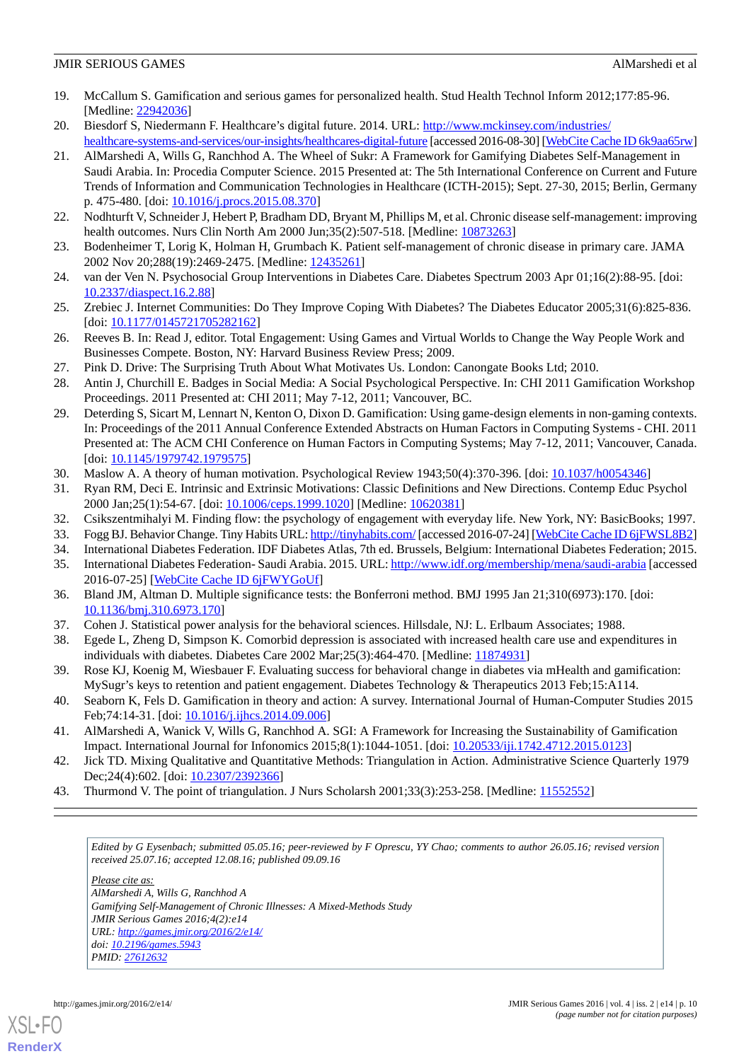19. McCallum S. Gamification and serious games for personalized health. Stud Health Technol Inform 2012;177:85-96. [Medline: 22942036]
20. Biesdorf S, Niedermann F. Healthcare's digital future. 2014. URL: http://www.mckinsey.com/industries/healthcare-systems-and-services/our-insights/healthcares-digital-future [accessed 2016-08-30] [WebCite Cache ID 6k9aa65rw]
21. AlMarshedi A, Wills G, Ranchhod A. The Wheel of Sukr: A Framework for Gamifying Diabetes Self-Management in Saudi Arabia. In: Procedia Computer Science. 2015 Presented at: The 5th International Conference on Current and Future Trends of Information and Communication Technologies in Healthcare (ICTH-2015); Sept. 27-30, 2015; Berlin, Germany p. 475-480. [doi: 10.1016/j.procs.2015.08.370]
22. Nodhturft V, Schneider J, Hebert P, Bradham DD, Bryant M, Phillips M, et al. Chronic disease self-management: improving health outcomes. Nurs Clin North Am 2000 Jun;35(2):507-518. [Medline: 10873263]
23. Bodenheimer T, Lorig K, Holman H, Grumbach K. Patient self-management of chronic disease in primary care. JAMA 2002 Nov 20;288(19):2469-2475. [Medline: 12435261]
24. van der Ven N. Psychosocial Group Interventions in Diabetes Care. Diabetes Spectrum 2003 Apr 01;16(2):88-95. [doi: 10.2337/diaspect.16.2.88]
25. Zrebiec J. Internet Communities: Do They Improve Coping With Diabetes? The Diabetes Educator 2005;31(6):825-836. [doi: 10.1177/0145721705282162]
26. Reeves B. In: Read J, editor. Total Engagement: Using Games and Virtual Worlds to Change the Way People Work and Businesses Compete. Boston, NY: Harvard Business Review Press; 2009.
27. Pink D. Drive: The Surprising Truth About What Motivates Us. London: Canongate Books Ltd; 2010.
28. Antin J, Churchill E. Badges in Social Media: A Social Psychological Perspective. In: CHI 2011 Gamification Workshop Proceedings. 2011 Presented at: CHI 2011; May 7-12, 2011; Vancouver, BC.
29. Deterding S, Sicart M, Nacke L, Kenton O, Dixon D. Gamification: Using game-design elements in non-gaming contexts. In: Proceedings of the 2011 Annual Conference Extended Abstracts on Human Factors in Computing Systems - CHI. 2011 Presented at: The ACM CHI Conference on Human Factors in Computing Systems; May 7-12, 2011; Vancouver, Canada. [doi: 10.1145/1979742.1979575]
30. Maslow A. A theory of human motivation. Psychological Review 1943;50(4):370-396. [doi: 10.1037/h0054346]
31. Ryan RM, Deci E. Intrinsic and Extrinsic Motivations: Classic Definitions and New Directions. Contemp Educ Psychol 2000 Jan;25(1):54-67. [doi: 10.1006/ceps.1999.1020] [Medline: 10620381]
32. Csikszentmihalyi M. Finding flow: the psychology of engagement with everyday life. New York, NY: BasicBooks; 1997.
33. Fogg BJ. Behavior Change. Tiny Habits URL: http://tinyhabits.com/ [accessed 2016-07-24] [WebCite Cache ID 6jFWSL8B2]
34. International Diabetes Federation. IDF Diabetes Atlas, 7th ed. Brussels, Belgium: International Diabetes Federation; 2015.
35. International Diabetes Federation- Saudi Arabia. 2015. URL: http://www.idf.org/membership/mena/saudi-arabia [accessed 2016-07-25] [WebCite Cache ID 6jFWYGoUf]
36. Bland JM, Altman D. Multiple significance tests: the Bonferroni method. BMJ 1995 Jan 21;310(6973):170. [doi: 10.1136/bmj.310.6973.170]
37. Cohen J. Statistical power analysis for the behavioral sciences. Hillsdale, NJ: L. Erlbaum Associates; 1988.
38. Egede L, Zheng D, Simpson K. Comorbid depression is associated with increased health care use and expenditures in individuals with diabetes. Diabetes Care 2002 Mar;25(3):464-470. [Medline: 11874931]
39. Rose KJ, Koenig M, Wiesbauer F. Evaluating success for behavioral change in diabetes via mHealth and gamification: MySugr's keys to retention and patient engagement. Diabetes Technology & Therapeutics 2013 Feb;15:A114.
40. Seaborn K, Fels D. Gamification in theory and action: A survey. International Journal of Human-Computer Studies 2015 Feb;74:14-31. [doi: 10.1016/j.ijhcs.2014.09.006]
41. AlMarshedi A, Wanick V, Wills G, Ranchhod A. SGI: A Framework for Increasing the Sustainability of Gamification Impact. International Journal for Infonomics 2015;8(1):1044-1051. [doi: 10.20533/iji.1742.4712.2015.0123]
42. Jick TD. Mixing Qualitative and Quantitative Methods: Triangulation in Action. Administrative Science Quarterly 1979 Dec;24(4):602. [doi: 10.2307/2392366]
43. Thurmond V. The point of triangulation. J Nurs Scholarsh 2001;33(3):253-258. [Medline: 11552552]

---

*Edited by G Eysenbach; submitted 05.05.16; peer-reviewed by F Oprescu, YY Chao; comments to author 26.05.16; revised version received 25.07.16; accepted 12.08.16; published 09.09.16*

*Please cite as:*
*AlMarshedi A, Wills G, Ranchhod A*
*Gamifying Self-Management of Chronic Illnesses: A Mixed-Methods Study*
*JMIR Serious Games 2016;4(2):e14*
*URL: http://games.jmir.org/2016/2/e14/*
*doi: 10.2196/games.5943*
*PMID: 27612632*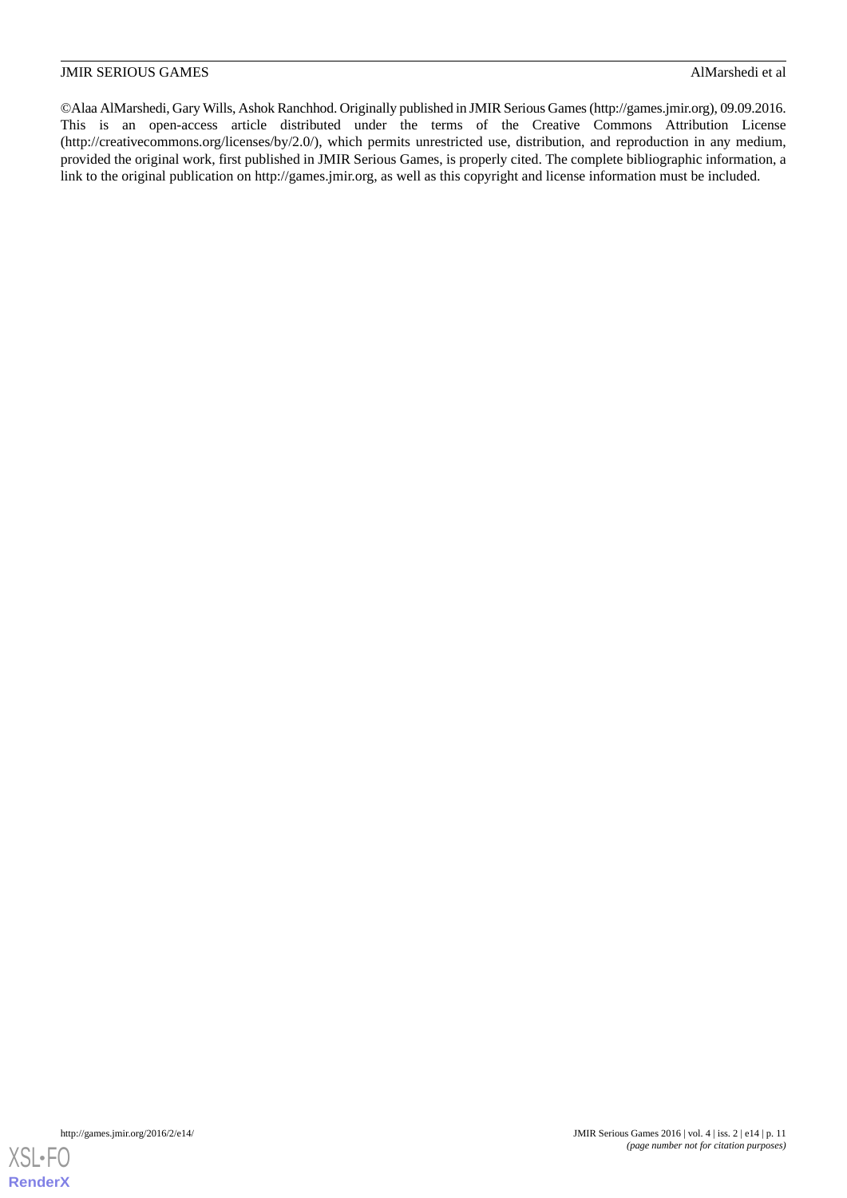©Alaa AlMarshedi, Gary Wills, Ashok Ranchhod. Originally published in JMIR Serious Games (http://games.jmir.org), 09.09.2016. This is an open-access article distributed under the terms of the Creative Commons Attribution License (http://creativecommons.org/licenses/by/2.0/), which permits unrestricted use, distribution, and reproduction in any medium, provided the original work, first published in JMIR Serious Games, is properly cited. The complete bibliographic information, a link to the original publication on http://games.jmir.org, as well as this copyright and license information must be included.